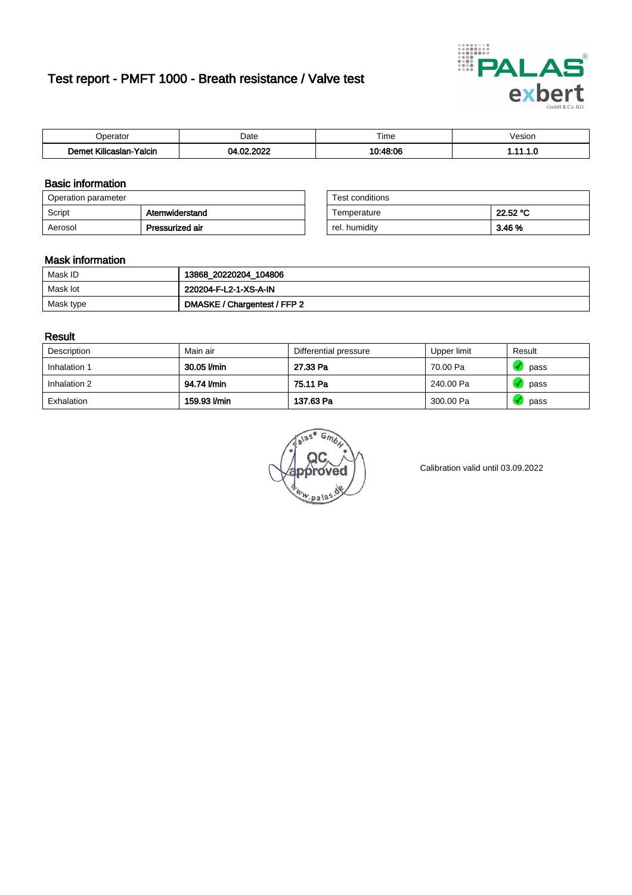# Test report - PMFT 1000 - Breath resistance / Valve test

| Operator | Date | Time | Vesion |
|---|---|---|---|
| **Demet Kilicaslan-Yalcin** | **04.02.2022** | **10:48:06** | **1.11.1.0** |

## Basic information

| Operation parameter | |
|---|---|
| Script | **Atemwiderstand** |
| Aerosol | **Pressurized air** |

| Test conditions | |
|---|---|
| Temperature | **22.52 °C** |
| rel. humidity | **3.46 %** |

## Mask information

| | |
|---|---|
| Mask ID | **13868_20220204_104806** |
| Mask lot | **220204-F-L2-1-XS-A-IN** |
| Mask type | **DMASKE / Chargentest / FFP 2** |

## Result

| Description | Main air | Differential pressure | Upper limit | Result |
|---|---|---|---|---|
| Inhalation 1 | **30.05 l/min** | **27.33 Pa** | 70.00 Pa | pass |
| Inhalation 2 | **94.74 l/min** | **75.11 Pa** | 240.00 Pa | pass |
| Exhalation | **159.93 l/min** | **137.63 Pa** | 300.00 Pa | pass |

Calibration valid until 03.09.2022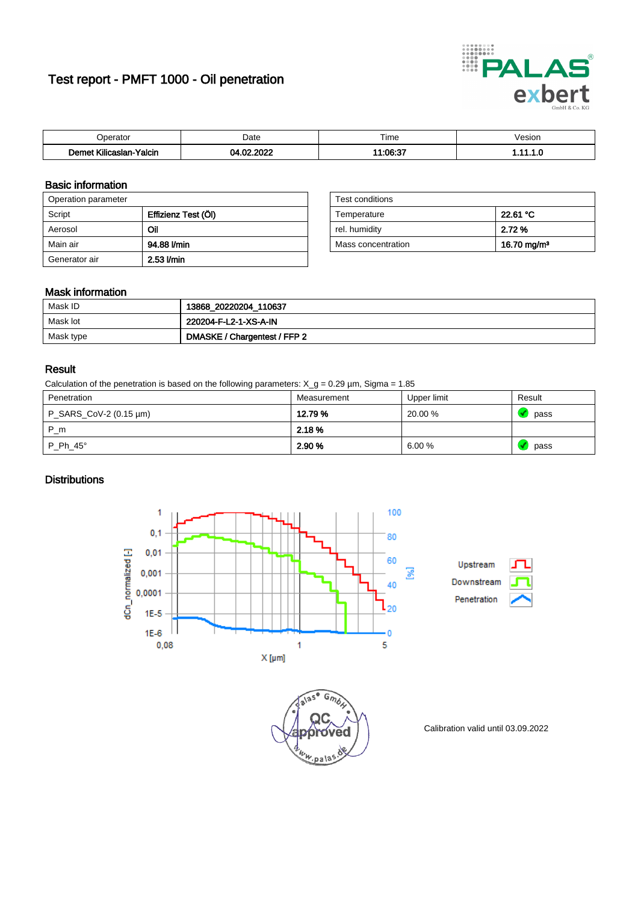# Test report - PMFT 1000 - Oil penetration

| Operator | Date | Time | Vesion |
|---|---|---|---|
| **Demet Kilicaslan-Yalcin** | **04.02.2022** | **11:06:37** | **1.11.1.0** |

## Basic information

| Operation parameter | |
|---|---|
| Script | **Effizienz Test (Öl)** |
| Aerosol | **Oil** |
| Main air | **94.88 l/min** |
| Generator air | **2.53 l/min** |

| Test conditions | |
|---|---|
| Temperature | **22.61 °C** |
| rel. humidity | **2.72 %** |
| Mass concentration | **16.70 mg/m³** |

## Mask information

| | |
|---|---|
| Mask ID | **13868_20220204_110637** |
| Mask lot | **220204-F-L2-1-XS-A-IN** |
| Mask type | **DMASKE / Chargentest / FFP 2** |

## Result

Calculation of the penetration is based on the following parameters: $X_g$ = 0.29 µm, Sigma = 1.85

| Penetration | Measurement | Upper limit | Result |
|---|---|---|---|
| P_SARS_CoV-2 (0.15 µm) | **12.79 %** | 20.00 % | pass |
| P_m | **2.18 %** | | |
| P_Ph_45° | **2.90 %** | 6.00 % | pass |

## Distributions

dCn_normalized [-]
1
0,1
0,01
0,001
0,0001
1E-5
1E-6
0,08
1
5
X [µm]
100
80
60
40
20
0
[%]

Upstream
Downstream
Penetration

Palas® GmbH
QC approved
www.palas.de

Calibration valid until 03.09.2022